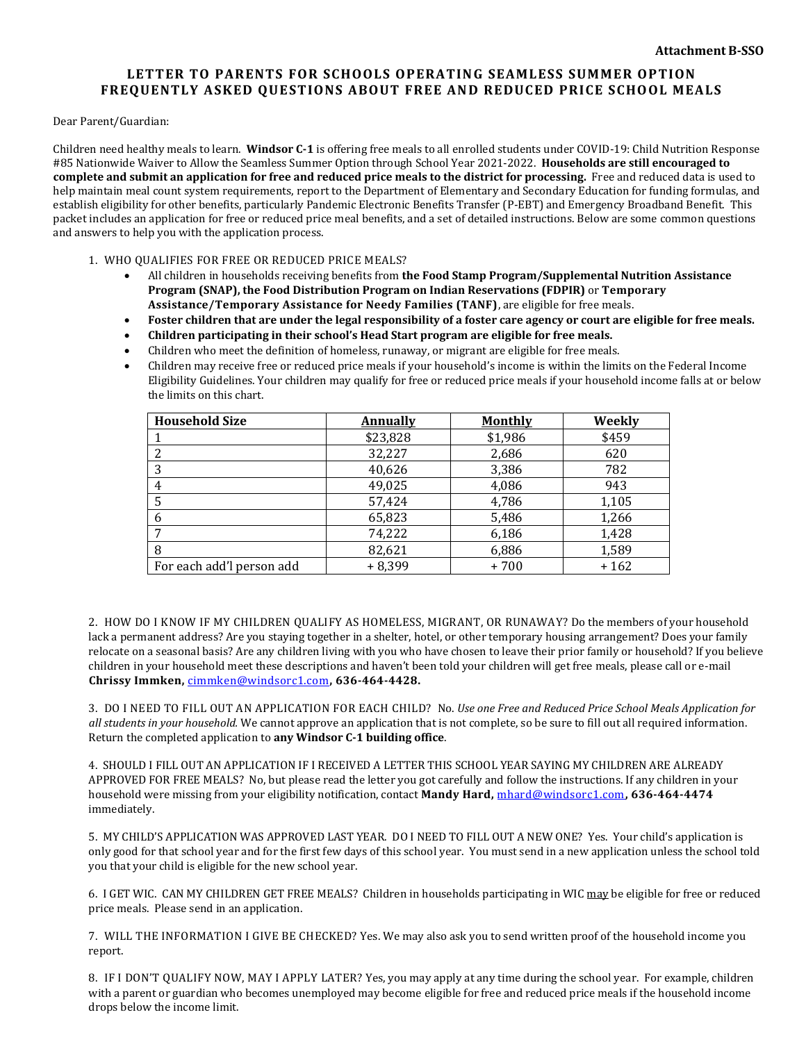**Attachment B-SSO**

# LETTER TO PARENTS FOR SCHOOLS OPERATING SEAMLESS SUMMER OPTION FREQUENTLY ASKED QUESTIONS ABOUT FREE AND REDUCED PRICE SCHOOL MEALS

Dear Parent/Guardian:

Children need healthy meals to learn. **Windsor C-1** is offering free meals to all enrolled students under COVID-19: Child Nutrition Response #85 Nationwide Waiver to Allow the Seamless Summer Option through School Year 2021-2022. **Households are still encouraged to complete and submit an application for free and reduced price meals to the district for processing.** Free and reduced data is used to help maintain meal count system requirements, report to the Department of Elementary and Secondary Education for funding formulas, and establish eligibility for other benefits, particularly Pandemic Electronic Benefits Transfer (P-EBT) and Emergency Broadband Benefit. This packet includes an application for free or reduced price meal benefits, and a set of detailed instructions. Below are some common questions and answers to help you with the application process.

1. WHO QUALIFIES FOR FREE OR REDUCED PRICE MEALS?
   - All children in households receiving benefits from **the Food Stamp Program/Supplemental Nutrition Assistance Program (SNAP), the Food Distribution Program on Indian Reservations (FDPIR)** or **Temporary Assistance/Temporary Assistance for Needy Families (TANF)**, are eligible for free meals.
   - **Foster children that are under the legal responsibility of a foster care agency or court are eligible for free meals.**
   - **Children participating in their school's Head Start program are eligible for free meals.**
   - Children who meet the definition of homeless, runaway, or migrant are eligible for free meals.
   - Children may receive free or reduced price meals if your household's income is within the limits on the Federal Income Eligibility Guidelines. Your children may qualify for free or reduced price meals if your household income falls at or below the limits on this chart.

| Household Size | Annually | Monthly | Weekly |
|---|---|---|---|
| 1 | $23,828 | $1,986 | $459 |
| 2 | 32,227 | 2,686 | 620 |
| 3 | 40,626 | 3,386 | 782 |
| 4 | 49,025 | 4,086 | 943 |
| 5 | 57,424 | 4,786 | 1,105 |
| 6 | 65,823 | 5,486 | 1,266 |
| 7 | 74,222 | 6,186 | 1,428 |
| 8 | 82,621 | 6,886 | 1,589 |
| For each add'l person add | + 8,399 | + 700 | + 162 |

2. HOW DO I KNOW IF MY CHILDREN QUALIFY AS HOMELESS, MIGRANT, OR RUNAWAY? Do the members of your household lack a permanent address? Are you staying together in a shelter, hotel, or other temporary housing arrangement? Does your family relocate on a seasonal basis? Are any children living with you who have chosen to leave their prior family or household? If you believe children in your household meet these descriptions and haven't been told your children will get free meals, please call or e-mail **Chrissy Immken,** cimmken@windsorc1.com**, 636-464-4428.**

3. DO I NEED TO FILL OUT AN APPLICATION FOR EACH CHILD? No. *Use one Free and Reduced Price School Meals Application for all students in your household.* We cannot approve an application that is not complete, so be sure to fill out all required information. Return the completed application to **any Windsor C-1 building office**.

4. SHOULD I FILL OUT AN APPLICATION IF I RECEIVED A LETTER THIS SCHOOL YEAR SAYING MY CHILDREN ARE ALREADY APPROVED FOR FREE MEALS? No, but please read the letter you got carefully and follow the instructions. If any children in your household were missing from your eligibility notification, contact **Mandy Hard,** mhard@windsorc1.com**, 636-464-4474** immediately.

5. MY CHILD'S APPLICATION WAS APPROVED LAST YEAR. DO I NEED TO FILL OUT A NEW ONE? Yes. Your child's application is only good for that school year and for the first few days of this school year. You must send in a new application unless the school told you that your child is eligible for the new school year.

6. I GET WIC. CAN MY CHILDREN GET FREE MEALS? Children in households participating in WIC may be eligible for free or reduced price meals. Please send in an application.

7. WILL THE INFORMATION I GIVE BE CHECKED? Yes. We may also ask you to send written proof of the household income you report.

8. IF I DON'T QUALIFY NOW, MAY I APPLY LATER? Yes, you may apply at any time during the school year. For example, children with a parent or guardian who becomes unemployed may become eligible for free and reduced price meals if the household income drops below the income limit.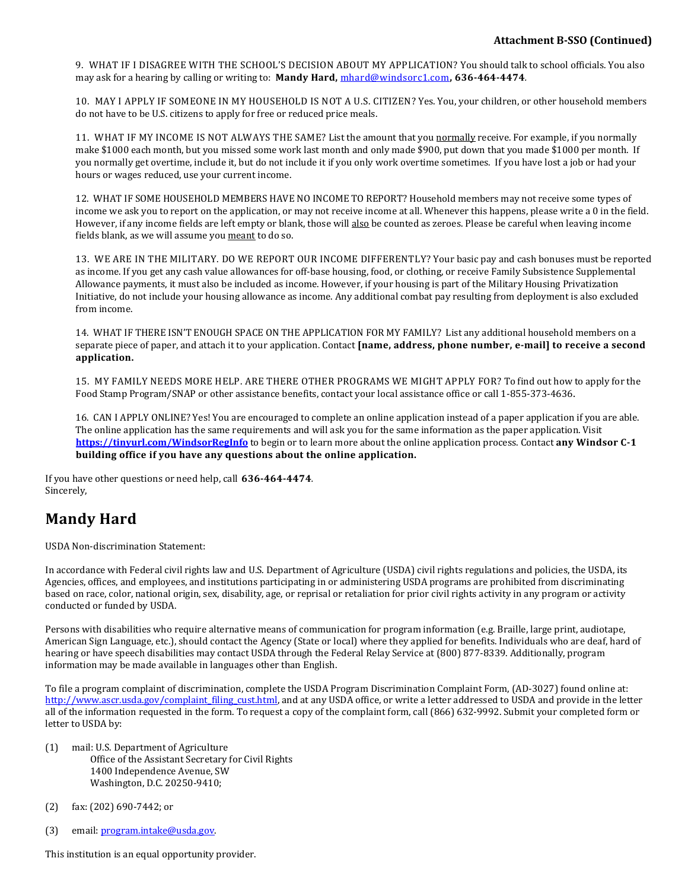**Attachment B-SSO (Continued)**

9. WHAT IF I DISAGREE WITH THE SCHOOL'S DECISION ABOUT MY APPLICATION? You should talk to school officials. You also may ask for a hearing by calling or writing to: **Mandy Hard,** mhard@windsorc1.com**, 636-464-4474**.

10. MAY I APPLY IF SOMEONE IN MY HOUSEHOLD IS NOT A U.S. CITIZEN? Yes. You, your children, or other household members do not have to be U.S. citizens to apply for free or reduced price meals.

11. WHAT IF MY INCOME IS NOT ALWAYS THE SAME? List the amount that you normally receive. For example, if you normally make $1000 each month, but you missed some work last month and only made $900, put down that you made $1000 per month. If you normally get overtime, include it, but do not include it if you only work overtime sometimes. If you have lost a job or had your hours or wages reduced, use your current income.

12. WHAT IF SOME HOUSEHOLD MEMBERS HAVE NO INCOME TO REPORT? Household members may not receive some types of income we ask you to report on the application, or may not receive income at all. Whenever this happens, please write a 0 in the field. However, if any income fields are left empty or blank, those will also be counted as zeroes. Please be careful when leaving income fields blank, as we will assume you meant to do so.

13. WE ARE IN THE MILITARY. DO WE REPORT OUR INCOME DIFFERENTLY? Your basic pay and cash bonuses must be reported as income. If you get any cash value allowances for off-base housing, food, or clothing, or receive Family Subsistence Supplemental Allowance payments, it must also be included as income. However, if your housing is part of the Military Housing Privatization Initiative, do not include your housing allowance as income. Any additional combat pay resulting from deployment is also excluded from income.

14. WHAT IF THERE ISN'T ENOUGH SPACE ON THE APPLICATION FOR MY FAMILY? List any additional household members on a separate piece of paper, and attach it to your application. Contact **[name, address, phone number, e-mail] to receive a second application.**

15. MY FAMILY NEEDS MORE HELP. ARE THERE OTHER PROGRAMS WE MIGHT APPLY FOR? To find out how to apply for the Food Stamp Program/SNAP or other assistance benefits, contact your local assistance office or call 1-855-373-4636.

16. CAN I APPLY ONLINE? Yes! You are encouraged to complete an online application instead of a paper application if you are able. The online application has the same requirements and will ask you for the same information as the paper application. Visit **https://tinyurl.com/WindsorRegInfo** to begin or to learn more about the online application process. Contact **any Windsor C-1 building office if you have any questions about the online application.**

If you have other questions or need help, call **636-464-4474**.
Sincerely,

## Mandy Hard

USDA Non-discrimination Statement:

In accordance with Federal civil rights law and U.S. Department of Agriculture (USDA) civil rights regulations and policies, the USDA, its Agencies, offices, and employees, and institutions participating in or administering USDA programs are prohibited from discriminating based on race, color, national origin, sex, disability, age, or reprisal or retaliation for prior civil rights activity in any program or activity conducted or funded by USDA.

Persons with disabilities who require alternative means of communication for program information (e.g. Braille, large print, audiotape, American Sign Language, etc.), should contact the Agency (State or local) where they applied for benefits. Individuals who are deaf, hard of hearing or have speech disabilities may contact USDA through the Federal Relay Service at (800) 877-8339. Additionally, program information may be made available in languages other than English.

To file a program complaint of discrimination, complete the USDA Program Discrimination Complaint Form, (AD-3027) found online at: http://www.ascr.usda.gov/complaint_filing_cust.html, and at any USDA office, or write a letter addressed to USDA and provide in the letter all of the information requested in the form. To request a copy of the complaint form, call (866) 632-9992. Submit your completed form or letter to USDA by:

(1) mail: U.S. Department of Agriculture
Office of the Assistant Secretary for Civil Rights
1400 Independence Avenue, SW
Washington, D.C. 20250-9410;

(2) fax: (202) 690-7442; or

(3) email: program.intake@usda.gov.

This institution is an equal opportunity provider.